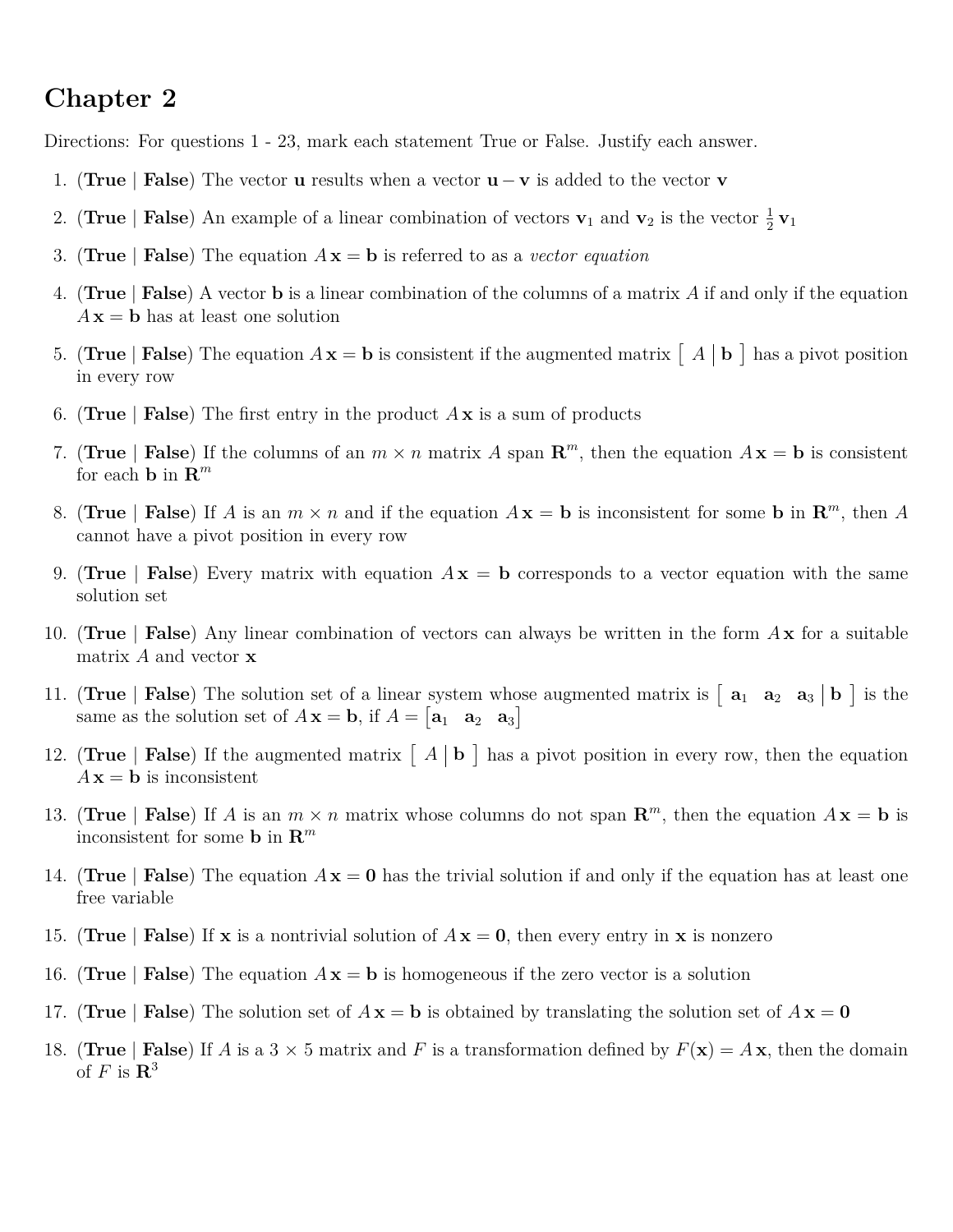# Chapter 2

Directions: For questions 1 - 23, mark each statement True or False. Justify each answer.

1. (**True** | **False**) The vector $\mathbf{u}$ results when a vector $\mathbf{u} - \mathbf{v}$ is added to the vector $\mathbf{v}$

2. (**True** | **False**) An example of a linear combination of vectors $\mathbf{v}_1$ and $\mathbf{v}_2$ is the vector $\frac{1}{2}\,\mathbf{v}_1$

3. (**True** | **False**) The equation $A\,\mathbf{x} = \mathbf{b}$ is referred to as a *vector equation*

4. (**True** | **False**) A vector $\mathbf{b}$ is a linear combination of the columns of a matrix $A$ if and only if the equation $A\,\mathbf{x} = \mathbf{b}$ has at least one solution

5. (**True** | **False**) The equation $A\,\mathbf{x} = \mathbf{b}$ is consistent if the augmented matrix $\left[\begin{array}{c|c} A & \mathbf{b} \end{array}\right]$ has a pivot position in every row

6. (**True** | **False**) The first entry in the product $A\,\mathbf{x}$ is a sum of products

7. (**True** | **False**) If the columns of an $m \times n$ matrix $A$ span $\mathbf{R}^m$, then the equation $A\,\mathbf{x} = \mathbf{b}$ is consistent for each $\mathbf{b}$ in $\mathbf{R}^m$

8. (**True** | **False**) If $A$ is an $m \times n$ and if the equation $A\,\mathbf{x} = \mathbf{b}$ is inconsistent for some $\mathbf{b}$ in $\mathbf{R}^m$, then $A$ cannot have a pivot position in every row

9. (**True** | **False**) Every matrix with equation $A\,\mathbf{x} = \mathbf{b}$ corresponds to a vector equation with the same solution set

10. (**True** | **False**) Any linear combination of vectors can always be written in the form $A\,\mathbf{x}$ for a suitable matrix $A$ and vector $\mathbf{x}$

11. (**True** | **False**) The solution set of a linear system whose augmented matrix is $\left[\begin{array}{ccc|c} \mathbf{a}_1 & \mathbf{a}_2 & \mathbf{a}_3 & \mathbf{b} \end{array}\right]$ is the same as the solution set of $A\,\mathbf{x} = \mathbf{b}$, if $A = \begin{bmatrix} \mathbf{a}_1 & \mathbf{a}_2 & \mathbf{a}_3 \end{bmatrix}$

12. (**True** | **False**) If the augmented matrix $\left[\begin{array}{c|c} A & \mathbf{b} \end{array}\right]$ has a pivot position in every row, then the equation $A\,\mathbf{x} = \mathbf{b}$ is inconsistent

13. (**True** | **False**) If $A$ is an $m \times n$ matrix whose columns do not span $\mathbf{R}^m$, then the equation $A\,\mathbf{x} = \mathbf{b}$ is inconsistent for some $\mathbf{b}$ in $\mathbf{R}^m$

14. (**True** | **False**) The equation $A\,\mathbf{x} = \mathbf{0}$ has the trivial solution if and only if the equation has at least one free variable

15. (**True** | **False**) If $\mathbf{x}$ is a nontrivial solution of $A\,\mathbf{x} = \mathbf{0}$, then every entry in $\mathbf{x}$ is nonzero

16. (**True** | **False**) The equation $A\,\mathbf{x} = \mathbf{b}$ is homogeneous if the zero vector is a solution

17. (**True** | **False**) The solution set of $A\,\mathbf{x} = \mathbf{b}$ is obtained by translating the solution set of $A\,\mathbf{x} = \mathbf{0}$

18. (**True** | **False**) If $A$ is a $3 \times 5$ matrix and $F$ is a transformation defined by $F(\mathbf{x}) = A\,\mathbf{x}$, then the domain of $F$ is $\mathbf{R}^3$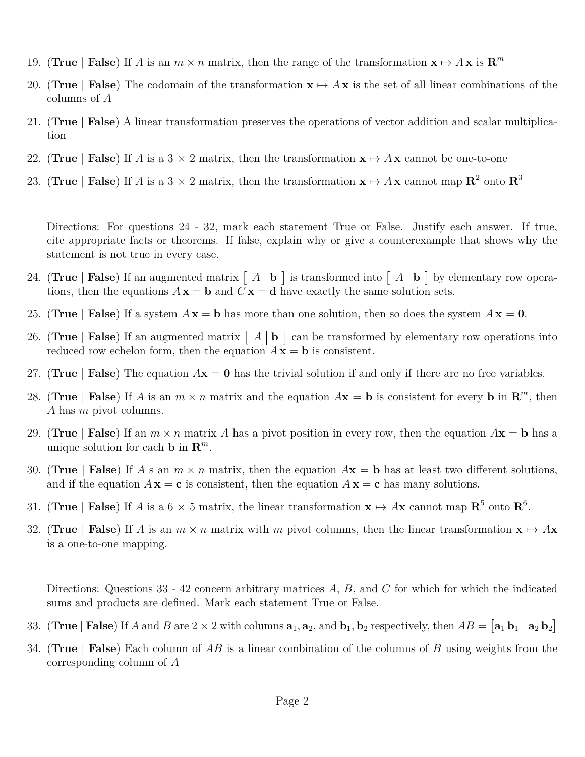19. (**True** | **False**) If $A$ is an $m \times n$ matrix, then the range of the transformation $\mathbf{x} \mapsto A\mathbf{x}$ is $\mathbf{R}^m$

20. (**True** | **False**) The codomain of the transformation $\mathbf{x} \mapsto A\mathbf{x}$ is the set of all linear combinations of the columns of $A$

21. (**True** | **False**) A linear transformation preserves the operations of vector addition and scalar multiplication

22. (**True** | **False**) If $A$ is a $3 \times 2$ matrix, then the transformation $\mathbf{x} \mapsto A\mathbf{x}$ cannot be one-to-one

23. (**True** | **False**) If $A$ is a $3 \times 2$ matrix, then the transformation $\mathbf{x} \mapsto A\mathbf{x}$ cannot map $\mathbf{R}^2$ onto $\mathbf{R}^3$

Directions: For questions 24 - 32, mark each statement True or False. Justify each answer. If true, cite appropriate facts or theorems. If false, explain why or give a counterexample that shows why the statement is not true in every case.

24. (**True** | **False**) If an augmented matrix $\left[\begin{array}{c|c} A & \mathbf{b} \end{array}\right]$ is transformed into $\left[\begin{array}{c|c} A & \mathbf{b} \end{array}\right]$ by elementary row operations, then the equations $A\mathbf{x} = \mathbf{b}$ and $C\mathbf{x} = \mathbf{d}$ have exactly the same solution sets.

25. (**True** | **False**) If a system $A\mathbf{x} = \mathbf{b}$ has more than one solution, then so does the system $A\mathbf{x} = \mathbf{0}$.

26. (**True** | **False**) If an augmented matrix $\left[\begin{array}{c|c} A & \mathbf{b} \end{array}\right]$ can be transformed by elementary row operations into reduced row echelon form, then the equation $A\mathbf{x} = \mathbf{b}$ is consistent.

27. (**True** | **False**) The equation $A\mathbf{x} = \mathbf{0}$ has the trivial solution if and only if there are no free variables.

28. (**True** | **False**) If $A$ is an $m \times n$ matrix and the equation $A\mathbf{x} = \mathbf{b}$ is consistent for every $\mathbf{b}$ in $\mathbf{R}^m$, then $A$ has $m$ pivot columns.

29. (**True** | **False**) If an $m \times n$ matrix $A$ has a pivot position in every row, then the equation $A\mathbf{x} = \mathbf{b}$ has a unique solution for each $\mathbf{b}$ in $\mathbf{R}^m$.

30. (**True** | **False**) If $A$ s an $m \times n$ matrix, then the equation $A\mathbf{x} = \mathbf{b}$ has at least two different solutions, and if the equation $A\mathbf{x} = \mathbf{c}$ is consistent, then the equation $A\mathbf{x} = \mathbf{c}$ has many solutions.

31. (**True** | **False**) If $A$ is a $6 \times 5$ matrix, the linear transformation $\mathbf{x} \mapsto A\mathbf{x}$ cannot map $\mathbf{R}^5$ onto $\mathbf{R}^6$.

32. (**True** | **False**) If $A$ is an $m \times n$ matrix with $m$ pivot columns, then the linear transformation $\mathbf{x} \mapsto A\mathbf{x}$ is a one-to-one mapping.

Directions: Questions 33 - 42 concern arbitrary matrices $A$, $B$, and $C$ for which for which the indicated sums and products are defined. Mark each statement True or False.

33. (**True** | **False**) If $A$ and $B$ are $2 \times 2$ with columns $\mathbf{a}_1, \mathbf{a}_2$, and $\mathbf{b}_1, \mathbf{b}_2$ respectively, then $AB = \begin{bmatrix} \mathbf{a}_1 \mathbf{b}_1 & \mathbf{a}_2 \mathbf{b}_2 \end{bmatrix}$

34. (**True** | **False**) Each column of $AB$ is a linear combination of the columns of $B$ using weights from the corresponding column of $A$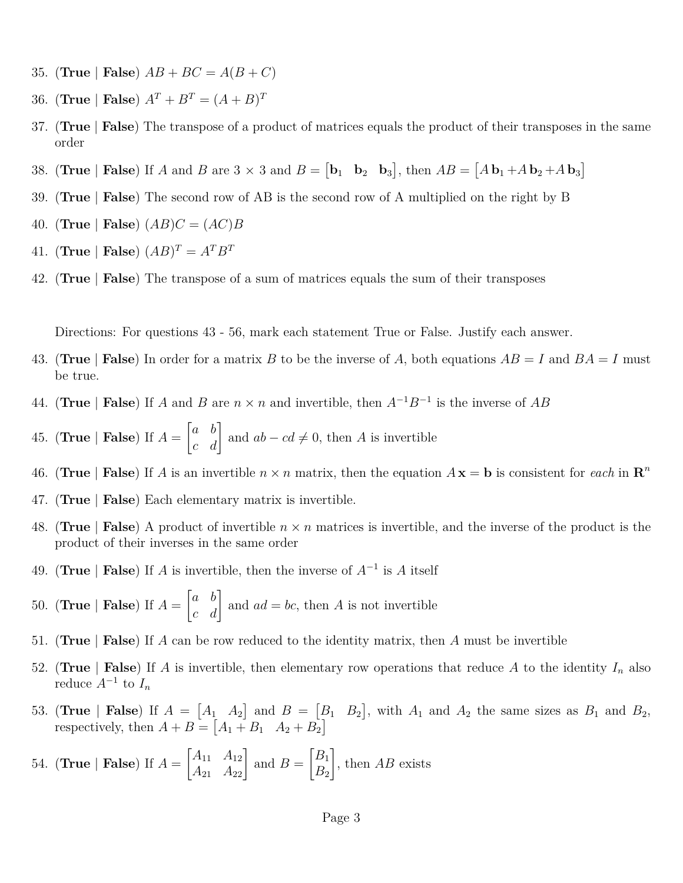35. (**True** | **False**) $AB + BC = A(B + C)$

36. (**True** | **False**) $A^T + B^T = (A + B)^T$

37. (**True** | **False**) The transpose of a product of matrices equals the product of their transposes in the same order

38. (**True** | **False**) If $A$ and $B$ are $3 \times 3$ and $B = \begin{bmatrix} \mathbf{b}_1 & \mathbf{b}_2 & \mathbf{b}_3 \end{bmatrix}$, then $AB = \begin{bmatrix} A\,\mathbf{b}_1 + A\,\mathbf{b}_2 + A\,\mathbf{b}_3 \end{bmatrix}$

39. (**True** | **False**) The second row of AB is the second row of A multiplied on the right by B

40. (**True** | **False**) $(AB)C = (AC)B$

41. (**True** | **False**) $(AB)^T = A^T B^T$

42. (**True** | **False**) The transpose of a sum of matrices equals the sum of their transposes

Directions: For questions 43 - 56, mark each statement True or False. Justify each answer.

43. (**True** | **False**) In order for a matrix $B$ to be the inverse of $A$, both equations $AB = I$ and $BA = I$ must be true.

44. (**True** | **False**) If $A$ and $B$ are $n \times n$ and invertible, then $A^{-1}B^{-1}$ is the inverse of $AB$

45. (**True** | **False**) If $A = \begin{bmatrix} a & b \\ c & d \end{bmatrix}$ and $ab - cd \neq 0$, then $A$ is invertible

46. (**True** | **False**) If $A$ is an invertible $n \times n$ matrix, then the equation $A\,\mathbf{x} = \mathbf{b}$ is consistent for *each* in $\mathbf{R}^n$

47. (**True** | **False**) Each elementary matrix is invertible.

48. (**True** | **False**) A product of invertible $n \times n$ matrices is invertible, and the inverse of the product is the product of their inverses in the same order

49. (**True** | **False**) If $A$ is invertible, then the inverse of $A^{-1}$ is $A$ itself

50. (**True** | **False**) If $A = \begin{bmatrix} a & b \\ c & d \end{bmatrix}$ and $ad = bc$, then $A$ is not invertible

51. (**True** | **False**) If $A$ can be row reduced to the identity matrix, then $A$ must be invertible

52. (**True** | **False**) If $A$ is invertible, then elementary row operations that reduce $A$ to the identity $I_n$ also reduce $A^{-1}$ to $I_n$

53. (**True** | **False**) If $A = \begin{bmatrix} A_1 & A_2 \end{bmatrix}$ and $B = \begin{bmatrix} B_1 & B_2 \end{bmatrix}$, with $A_1$ and $A_2$ the same sizes as $B_1$ and $B_2$, respectively, then $A + B = \begin{bmatrix} A_1 + B_1 & A_2 + B_2 \end{bmatrix}$

54. (**True** | **False**) If $A = \begin{bmatrix} A_{11} & A_{12} \\ A_{21} & A_{22} \end{bmatrix}$ and $B = \begin{bmatrix} B_1 \\ B_2 \end{bmatrix}$, then $AB$ exists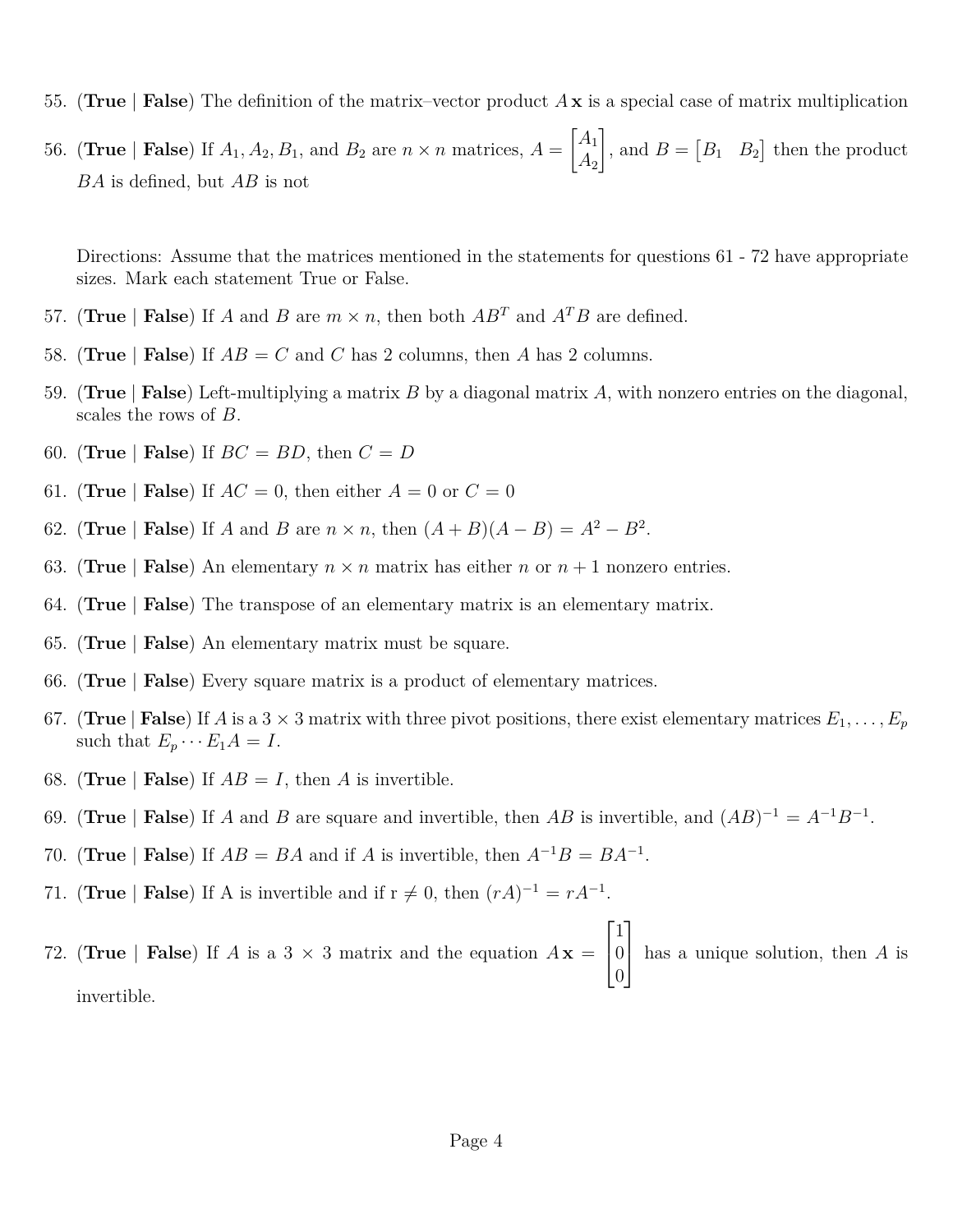55. (**True** | **False**) The definition of the matrix–vector product $A\mathbf{x}$ is a special case of matrix multiplication

56. (**True** | **False**) If $A_1, A_2, B_1$, and $B_2$ are $n \times n$ matrices, $A = \begin{bmatrix} A_1 \\ A_2 \end{bmatrix}$, and $B = \begin{bmatrix} B_1 & B_2 \end{bmatrix}$ then the product $BA$ is defined, but $AB$ is not

Directions: Assume that the matrices mentioned in the statements for questions 61 - 72 have appropriate sizes. Mark each statement True or False.

57. (**True** | **False**) If $A$ and $B$ are $m \times n$, then both $AB^T$ and $A^T B$ are defined.

58. (**True** | **False**) If $AB = C$ and $C$ has 2 columns, then $A$ has 2 columns.

59. (**True** | **False**) Left-multiplying a matrix $B$ by a diagonal matrix $A$, with nonzero entries on the diagonal, scales the rows of $B$.

60. (**True** | **False**) If $BC = BD$, then $C = D$

61. (**True** | **False**) If $AC = 0$, then either $A = 0$ or $C = 0$

62. (**True** | **False**) If $A$ and $B$ are $n \times n$, then $(A + B)(A - B) = A^2 - B^2$.

63. (**True** | **False**) An elementary $n \times n$ matrix has either $n$ or $n + 1$ nonzero entries.

64. (**True** | **False**) The transpose of an elementary matrix is an elementary matrix.

65. (**True** | **False**) An elementary matrix must be square.

66. (**True** | **False**) Every square matrix is a product of elementary matrices.

67. (**True** | **False**) If $A$ is a $3 \times 3$ matrix with three pivot positions, there exist elementary matrices $E_1, \ldots, E_p$ such that $E_p \cdots E_1 A = I$.

68. (**True** | **False**) If $AB = I$, then $A$ is invertible.

69. (**True** | **False**) If $A$ and $B$ are square and invertible, then $AB$ is invertible, and $(AB)^{-1} = A^{-1}B^{-1}$.

70. (**True** | **False**) If $AB = BA$ and if $A$ is invertible, then $A^{-1}B = BA^{-1}$.

71. (**True** | **False**) If A is invertible and if r $\neq 0$, then $(rA)^{-1} = rA^{-1}$.

72. (**True** | **False**) If $A$ is a $3 \times 3$ matrix and the equation $A\mathbf{x} = \begin{bmatrix} 1 \\ 0 \\ 0 \end{bmatrix}$ has a unique solution, then $A$ is invertible.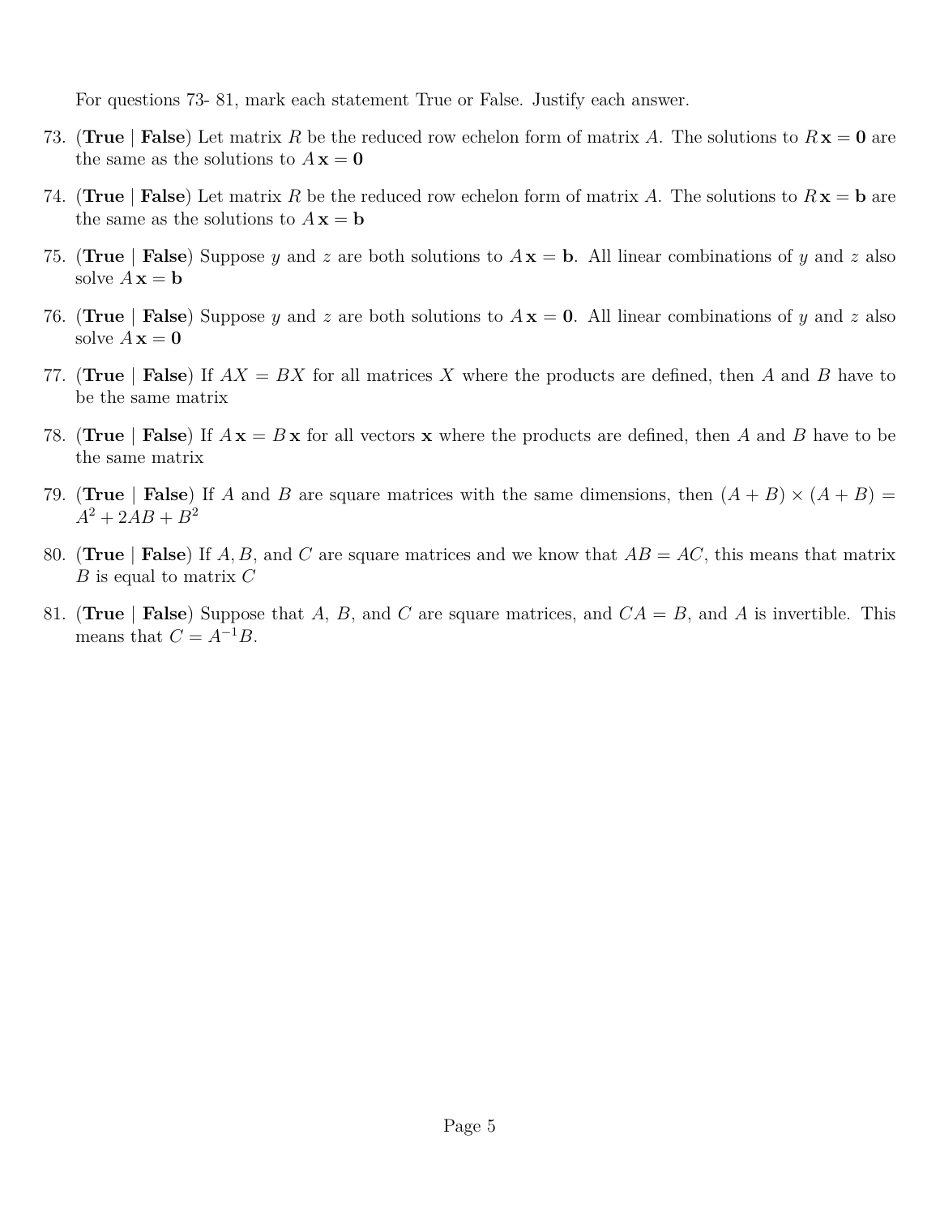For questions 73- 81, mark each statement True or False. Justify each answer.

73. (**True** | **False**) Let matrix $R$ be the reduced row echelon form of matrix $A$. The solutions to $R\mathbf{x} = \mathbf{0}$ are the same as the solutions to $A\mathbf{x} = \mathbf{0}$

74. (**True** | **False**) Let matrix $R$ be the reduced row echelon form of matrix $A$. The solutions to $R\mathbf{x} = \mathbf{b}$ are the same as the solutions to $A\mathbf{x} = \mathbf{b}$

75. (**True** | **False**) Suppose $y$ and $z$ are both solutions to $A\mathbf{x} = \mathbf{b}$. All linear combinations of $y$ and $z$ also solve $A\mathbf{x} = \mathbf{b}$

76. (**True** | **False**) Suppose $y$ and $z$ are both solutions to $A\mathbf{x} = \mathbf{0}$. All linear combinations of $y$ and $z$ also solve $A\mathbf{x} = \mathbf{0}$

77. (**True** | **False**) If $AX = BX$ for all matrices $X$ where the products are defined, then $A$ and $B$ have to be the same matrix

78. (**True** | **False**) If $A\mathbf{x} = B\mathbf{x}$ for all vectors $\mathbf{x}$ where the products are defined, then $A$ and $B$ have to be the same matrix

79. (**True** | **False**) If $A$ and $B$ are square matrices with the same dimensions, then $(A + B) \times (A + B) = A^2 + 2AB + B^2$

80. (**True** | **False**) If $A, B$, and $C$ are square matrices and we know that $AB = AC$, this means that matrix $B$ is equal to matrix $C$

81. (**True** | **False**) Suppose that $A$, $B$, and $C$ are square matrices, and $CA = B$, and $A$ is invertible. This means that $C = A^{-1}B$.